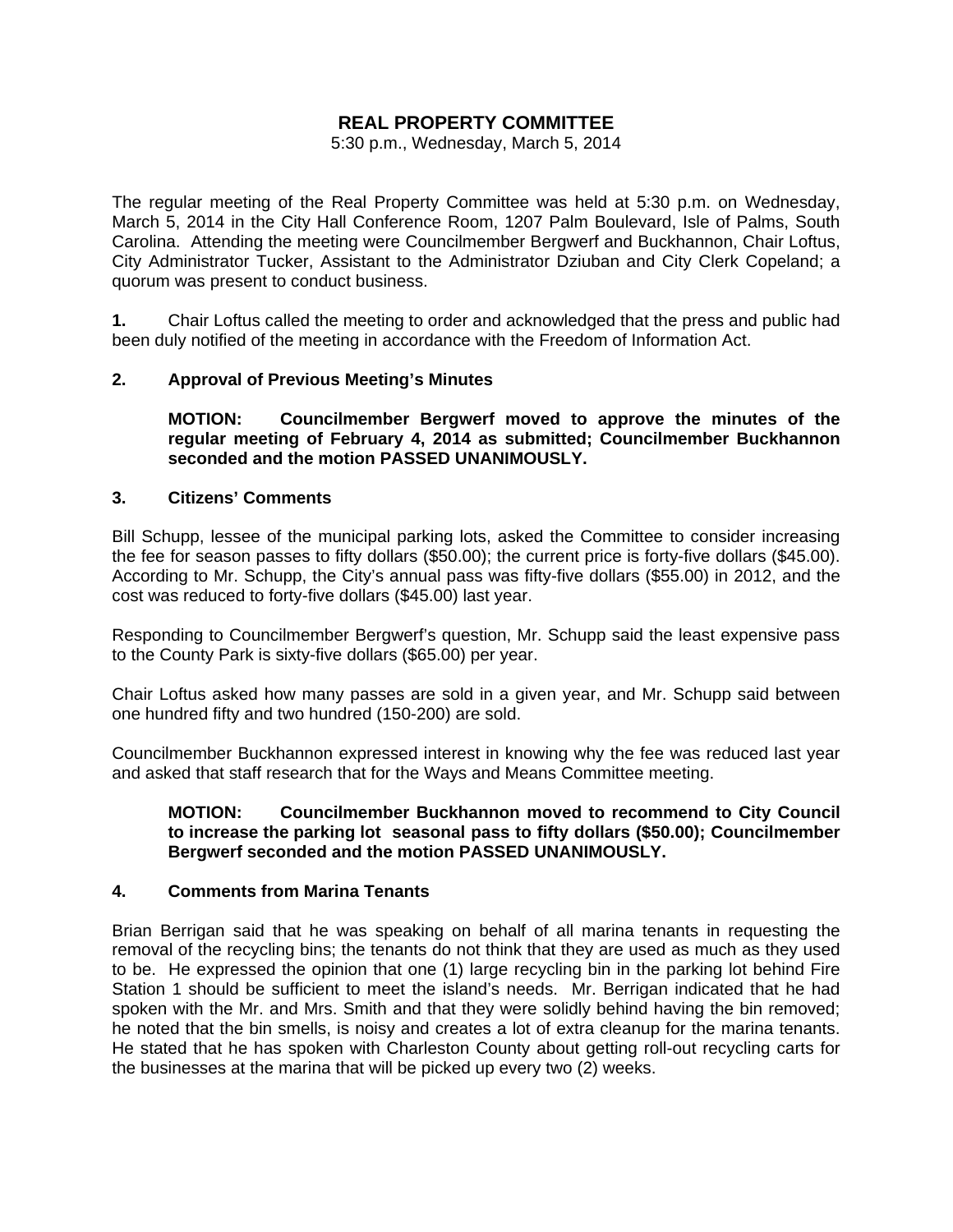# REAL PROPERTY COMMITTEE

5:30 p.m., Wednesday, March 5, 2014

The regular meeting of the Real Property Committee was held at 5:30 p.m. on Wednesday, March 5, 2014 in the City Hall Conference Room, 1207 Palm Boulevard, Isle of Palms, South Carolina. Attending the meeting were Councilmember Bergwerf and Buckhannon, Chair Loftus, City Administrator Tucker, Assistant to the Administrator Dziuban and City Clerk Copeland; a quorum was present to conduct business.

**1.** Chair Loftus called the meeting to order and acknowledged that the press and public had been duly notified of the meeting in accordance with the Freedom of Information Act.

**2. Approval of Previous Meeting's Minutes**

**MOTION: Councilmember Bergwerf moved to approve the minutes of the regular meeting of February 4, 2014 as submitted; Councilmember Buckhannon seconded and the motion PASSED UNANIMOUSLY.**

**3. Citizens' Comments**

Bill Schupp, lessee of the municipal parking lots, asked the Committee to consider increasing the fee for season passes to fifty dollars ($50.00); the current price is forty-five dollars ($45.00). According to Mr. Schupp, the City's annual pass was fifty-five dollars ($55.00) in 2012, and the cost was reduced to forty-five dollars ($45.00) last year.

Responding to Councilmember Bergwerf's question, Mr. Schupp said the least expensive pass to the County Park is sixty-five dollars ($65.00) per year.

Chair Loftus asked how many passes are sold in a given year, and Mr. Schupp said between one hundred fifty and two hundred (150-200) are sold.

Councilmember Buckhannon expressed interest in knowing why the fee was reduced last year and asked that staff research that for the Ways and Means Committee meeting.

**MOTION: Councilmember Buckhannon moved to recommend to City Council to increase the parking lot seasonal pass to fifty dollars ($50.00); Councilmember Bergwerf seconded and the motion PASSED UNANIMOUSLY.**

**4. Comments from Marina Tenants**

Brian Berrigan said that he was speaking on behalf of all marina tenants in requesting the removal of the recycling bins; the tenants do not think that they are used as much as they used to be. He expressed the opinion that one (1) large recycling bin in the parking lot behind Fire Station 1 should be sufficient to meet the island's needs. Mr. Berrigan indicated that he had spoken with the Mr. and Mrs. Smith and that they were solidly behind having the bin removed; he noted that the bin smells, is noisy and creates a lot of extra cleanup for the marina tenants. He stated that he has spoken with Charleston County about getting roll-out recycling carts for the businesses at the marina that will be picked up every two (2) weeks.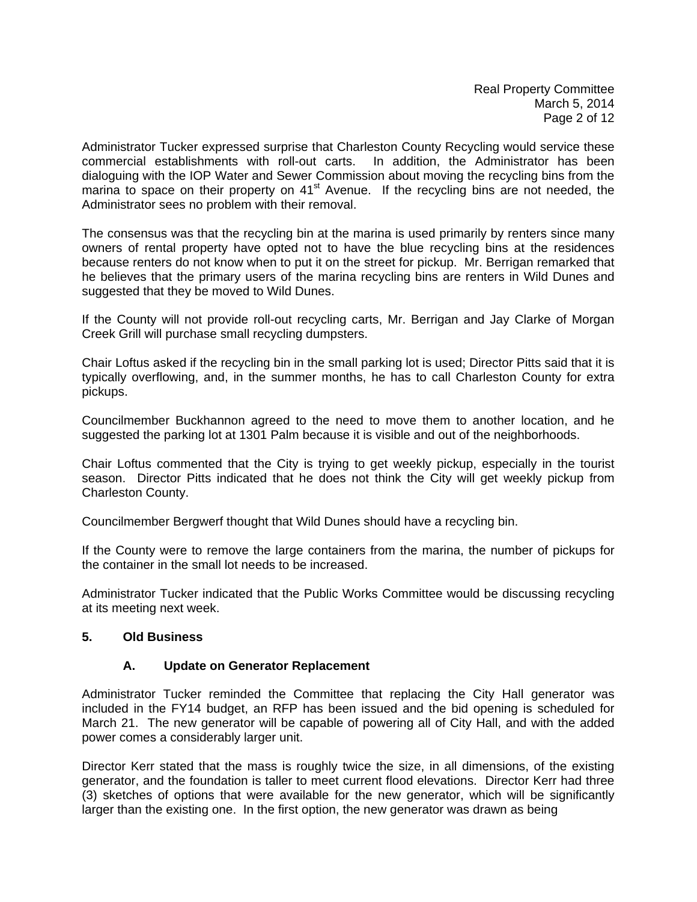Administrator Tucker expressed surprise that Charleston County Recycling would service these commercial establishments with roll-out carts. In addition, the Administrator has been dialoguing with the IOP Water and Sewer Commission about moving the recycling bins from the marina to space on their property on 41st Avenue. If the recycling bins are not needed, the Administrator sees no problem with their removal.

The consensus was that the recycling bin at the marina is used primarily by renters since many owners of rental property have opted not to have the blue recycling bins at the residences because renters do not know when to put it on the street for pickup. Mr. Berrigan remarked that he believes that the primary users of the marina recycling bins are renters in Wild Dunes and suggested that they be moved to Wild Dunes.

If the County will not provide roll-out recycling carts, Mr. Berrigan and Jay Clarke of Morgan Creek Grill will purchase small recycling dumpsters.

Chair Loftus asked if the recycling bin in the small parking lot is used; Director Pitts said that it is typically overflowing, and, in the summer months, he has to call Charleston County for extra pickups.

Councilmember Buckhannon agreed to the need to move them to another location, and he suggested the parking lot at 1301 Palm because it is visible and out of the neighborhoods.

Chair Loftus commented that the City is trying to get weekly pickup, especially in the tourist season. Director Pitts indicated that he does not think the City will get weekly pickup from Charleston County.

Councilmember Bergwerf thought that Wild Dunes should have a recycling bin.

If the County were to remove the large containers from the marina, the number of pickups for the container in the small lot needs to be increased.

Administrator Tucker indicated that the Public Works Committee would be discussing recycling at its meeting next week.

## 5. Old Business

### A. Update on Generator Replacement

Administrator Tucker reminded the Committee that replacing the City Hall generator was included in the FY14 budget, an RFP has been issued and the bid opening is scheduled for March 21. The new generator will be capable of powering all of City Hall, and with the added power comes a considerably larger unit.

Director Kerr stated that the mass is roughly twice the size, in all dimensions, of the existing generator, and the foundation is taller to meet current flood elevations. Director Kerr had three (3) sketches of options that were available for the new generator, which will be significantly larger than the existing one. In the first option, the new generator was drawn as being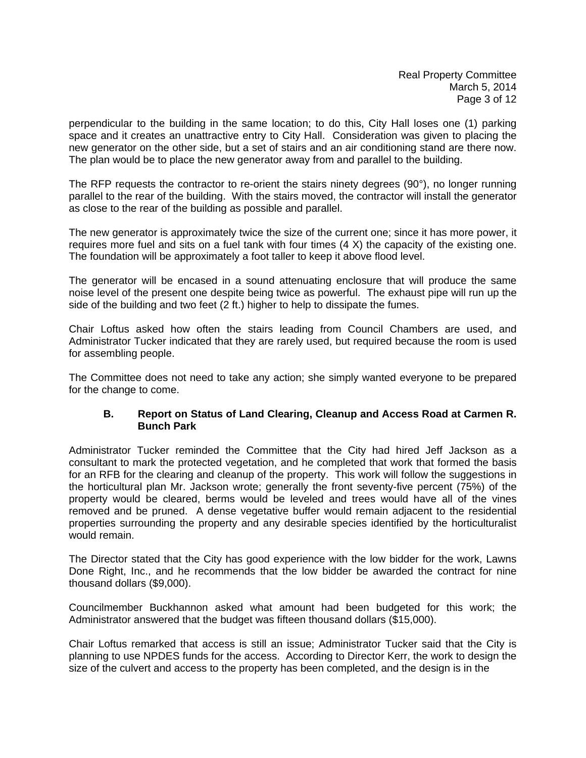perpendicular to the building in the same location; to do this, City Hall loses one (1) parking space and it creates an unattractive entry to City Hall. Consideration was given to placing the new generator on the other side, but a set of stairs and an air conditioning stand are there now. The plan would be to place the new generator away from and parallel to the building.

The RFP requests the contractor to re-orient the stairs ninety degrees (90°), no longer running parallel to the rear of the building. With the stairs moved, the contractor will install the generator as close to the rear of the building as possible and parallel.

The new generator is approximately twice the size of the current one; since it has more power, it requires more fuel and sits on a fuel tank with four times (4 X) the capacity of the existing one. The foundation will be approximately a foot taller to keep it above flood level.

The generator will be encased in a sound attenuating enclosure that will produce the same noise level of the present one despite being twice as powerful. The exhaust pipe will run up the side of the building and two feet (2 ft.) higher to help to dissipate the fumes.

Chair Loftus asked how often the stairs leading from Council Chambers are used, and Administrator Tucker indicated that they are rarely used, but required because the room is used for assembling people.

The Committee does not need to take any action; she simply wanted everyone to be prepared for the change to come.

### B. Report on Status of Land Clearing, Cleanup and Access Road at Carmen R. Bunch Park

Administrator Tucker reminded the Committee that the City had hired Jeff Jackson as a consultant to mark the protected vegetation, and he completed that work that formed the basis for an RFB for the clearing and cleanup of the property. This work will follow the suggestions in the horticultural plan Mr. Jackson wrote; generally the front seventy-five percent (75%) of the property would be cleared, berms would be leveled and trees would have all of the vines removed and be pruned. A dense vegetative buffer would remain adjacent to the residential properties surrounding the property and any desirable species identified by the horticulturalist would remain.

The Director stated that the City has good experience with the low bidder for the work, Lawns Done Right, Inc., and he recommends that the low bidder be awarded the contract for nine thousand dollars ($9,000).

Councilmember Buckhannon asked what amount had been budgeted for this work; the Administrator answered that the budget was fifteen thousand dollars ($15,000).

Chair Loftus remarked that access is still an issue; Administrator Tucker said that the City is planning to use NPDES funds for the access. According to Director Kerr, the work to design the size of the culvert and access to the property has been completed, and the design is in the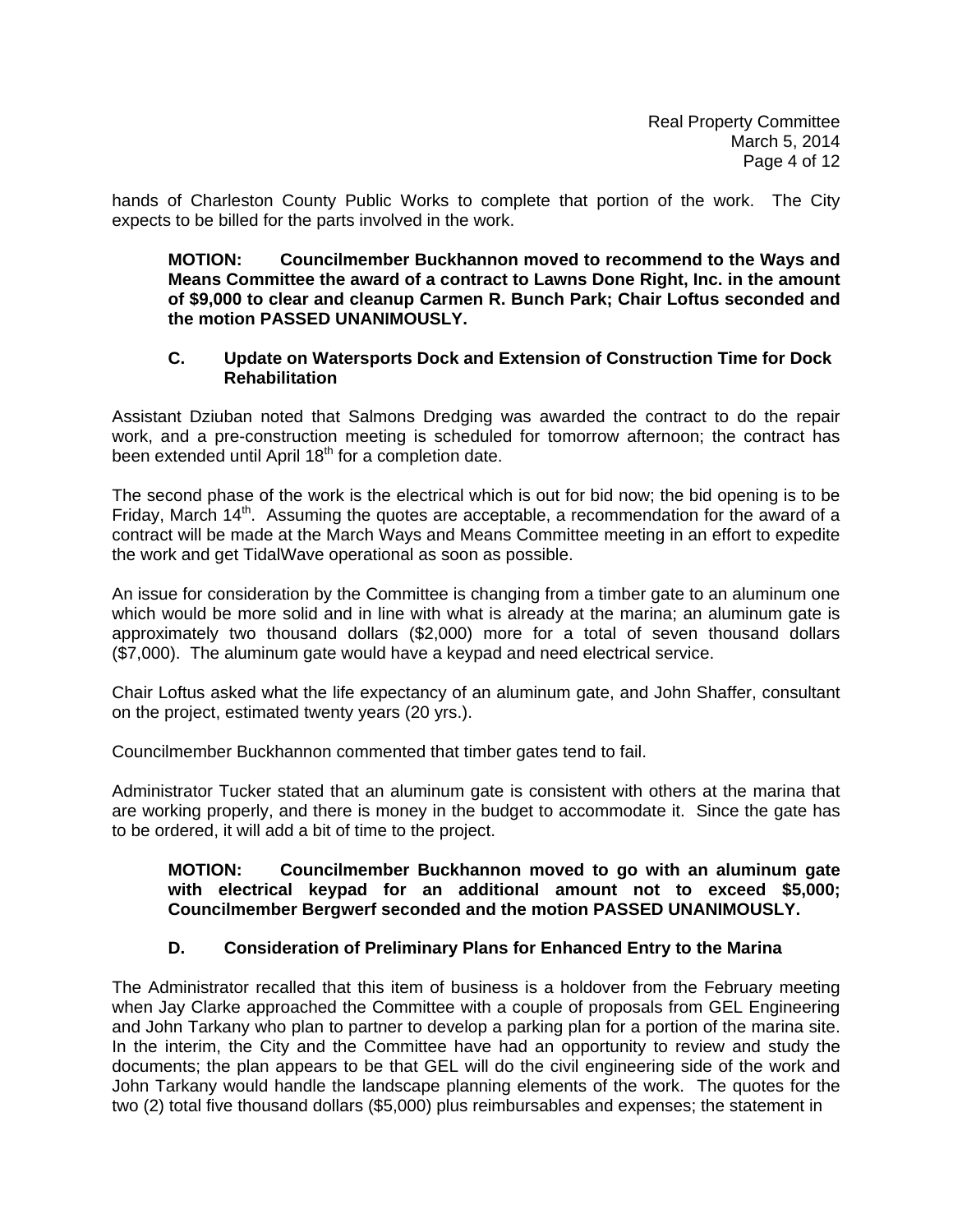hands of Charleston County Public Works to complete that portion of the work. The City expects to be billed for the parts involved in the work.

> **MOTION: Councilmember Buckhannon moved to recommend to the Ways and Means Committee the award of a contract to Lawns Done Right, Inc. in the amount of $9,000 to clear and cleanup Carmen R. Bunch Park; Chair Loftus seconded and the motion PASSED UNANIMOUSLY.**

### C. Update on Watersports Dock and Extension of Construction Time for Dock Rehabilitation

Assistant Dziuban noted that Salmons Dredging was awarded the contract to do the repair work, and a pre-construction meeting is scheduled for tomorrow afternoon; the contract has been extended until April 18th for a completion date.

The second phase of the work is the electrical which is out for bid now; the bid opening is to be Friday, March 14th. Assuming the quotes are acceptable, a recommendation for the award of a contract will be made at the March Ways and Means Committee meeting in an effort to expedite the work and get TidalWave operational as soon as possible.

An issue for consideration by the Committee is changing from a timber gate to an aluminum one which would be more solid and in line with what is already at the marina; an aluminum gate is approximately two thousand dollars ($2,000) more for a total of seven thousand dollars ($7,000). The aluminum gate would have a keypad and need electrical service.

Chair Loftus asked what the life expectancy of an aluminum gate, and John Shaffer, consultant on the project, estimated twenty years (20 yrs.).

Councilmember Buckhannon commented that timber gates tend to fail.

Administrator Tucker stated that an aluminum gate is consistent with others at the marina that are working properly, and there is money in the budget to accommodate it. Since the gate has to be ordered, it will add a bit of time to the project.

> **MOTION: Councilmember Buckhannon moved to go with an aluminum gate with electrical keypad for an additional amount not to exceed $5,000; Councilmember Bergwerf seconded and the motion PASSED UNANIMOUSLY.**

### D. Consideration of Preliminary Plans for Enhanced Entry to the Marina

The Administrator recalled that this item of business is a holdover from the February meeting when Jay Clarke approached the Committee with a couple of proposals from GEL Engineering and John Tarkany who plan to partner to develop a parking plan for a portion of the marina site. In the interim, the City and the Committee have had an opportunity to review and study the documents; the plan appears to be that GEL will do the civil engineering side of the work and John Tarkany would handle the landscape planning elements of the work. The quotes for the two (2) total five thousand dollars ($5,000) plus reimbursables and expenses; the statement in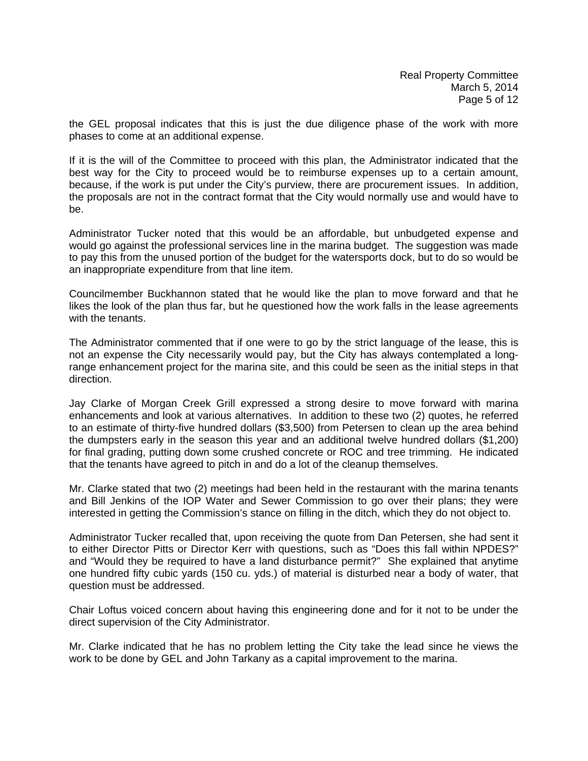the GEL proposal indicates that this is just the due diligence phase of the work with more phases to come at an additional expense.

If it is the will of the Committee to proceed with this plan, the Administrator indicated that the best way for the City to proceed would be to reimburse expenses up to a certain amount, because, if the work is put under the City's purview, there are procurement issues. In addition, the proposals are not in the contract format that the City would normally use and would have to be.

Administrator Tucker noted that this would be an affordable, but unbudgeted expense and would go against the professional services line in the marina budget. The suggestion was made to pay this from the unused portion of the budget for the watersports dock, but to do so would be an inappropriate expenditure from that line item.

Councilmember Buckhannon stated that he would like the plan to move forward and that he likes the look of the plan thus far, but he questioned how the work falls in the lease agreements with the tenants.

The Administrator commented that if one were to go by the strict language of the lease, this is not an expense the City necessarily would pay, but the City has always contemplated a long-range enhancement project for the marina site, and this could be seen as the initial steps in that direction.

Jay Clarke of Morgan Creek Grill expressed a strong desire to move forward with marina enhancements and look at various alternatives. In addition to these two (2) quotes, he referred to an estimate of thirty-five hundred dollars ($3,500) from Petersen to clean up the area behind the dumpsters early in the season this year and an additional twelve hundred dollars ($1,200) for final grading, putting down some crushed concrete or ROC and tree trimming. He indicated that the tenants have agreed to pitch in and do a lot of the cleanup themselves.

Mr. Clarke stated that two (2) meetings had been held in the restaurant with the marina tenants and Bill Jenkins of the IOP Water and Sewer Commission to go over their plans; they were interested in getting the Commission's stance on filling in the ditch, which they do not object to.

Administrator Tucker recalled that, upon receiving the quote from Dan Petersen, she had sent it to either Director Pitts or Director Kerr with questions, such as "Does this fall within NPDES?" and "Would they be required to have a land disturbance permit?" She explained that anytime one hundred fifty cubic yards (150 cu. yds.) of material is disturbed near a body of water, that question must be addressed.

Chair Loftus voiced concern about having this engineering done and for it not to be under the direct supervision of the City Administrator.

Mr. Clarke indicated that he has no problem letting the City take the lead since he views the work to be done by GEL and John Tarkany as a capital improvement to the marina.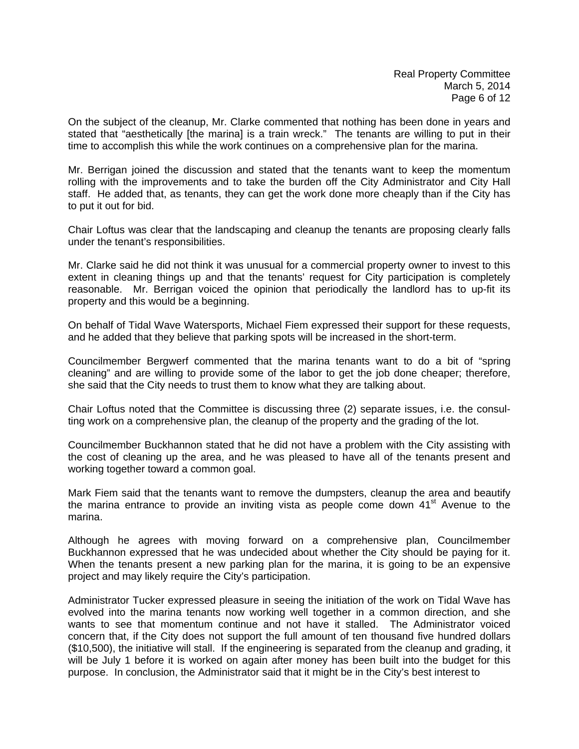On the subject of the cleanup, Mr. Clarke commented that nothing has been done in years and stated that "aesthetically [the marina] is a train wreck." The tenants are willing to put in their time to accomplish this while the work continues on a comprehensive plan for the marina.

Mr. Berrigan joined the discussion and stated that the tenants want to keep the momentum rolling with the improvements and to take the burden off the City Administrator and City Hall staff. He added that, as tenants, they can get the work done more cheaply than if the City has to put it out for bid.

Chair Loftus was clear that the landscaping and cleanup the tenants are proposing clearly falls under the tenant's responsibilities.

Mr. Clarke said he did not think it was unusual for a commercial property owner to invest to this extent in cleaning things up and that the tenants' request for City participation is completely reasonable. Mr. Berrigan voiced the opinion that periodically the landlord has to up-fit its property and this would be a beginning.

On behalf of Tidal Wave Watersports, Michael Fiem expressed their support for these requests, and he added that they believe that parking spots will be increased in the short-term.

Councilmember Bergwerf commented that the marina tenants want to do a bit of "spring cleaning" and are willing to provide some of the labor to get the job done cheaper; therefore, she said that the City needs to trust them to know what they are talking about.

Chair Loftus noted that the Committee is discussing three (2) separate issues, i.e. the consulting work on a comprehensive plan, the cleanup of the property and the grading of the lot.

Councilmember Buckhannon stated that he did not have a problem with the City assisting with the cost of cleaning up the area, and he was pleased to have all of the tenants present and working together toward a common goal.

Mark Fiem said that the tenants want to remove the dumpsters, cleanup the area and beautify the marina entrance to provide an inviting vista as people come down 41st Avenue to the marina.

Although he agrees with moving forward on a comprehensive plan, Councilmember Buckhannon expressed that he was undecided about whether the City should be paying for it. When the tenants present a new parking plan for the marina, it is going to be an expensive project and may likely require the City's participation.

Administrator Tucker expressed pleasure in seeing the initiation of the work on Tidal Wave has evolved into the marina tenants now working well together in a common direction, and she wants to see that momentum continue and not have it stalled. The Administrator voiced concern that, if the City does not support the full amount of ten thousand five hundred dollars ($10,500), the initiative will stall. If the engineering is separated from the cleanup and grading, it will be July 1 before it is worked on again after money has been built into the budget for this purpose. In conclusion, the Administrator said that it might be in the City's best interest to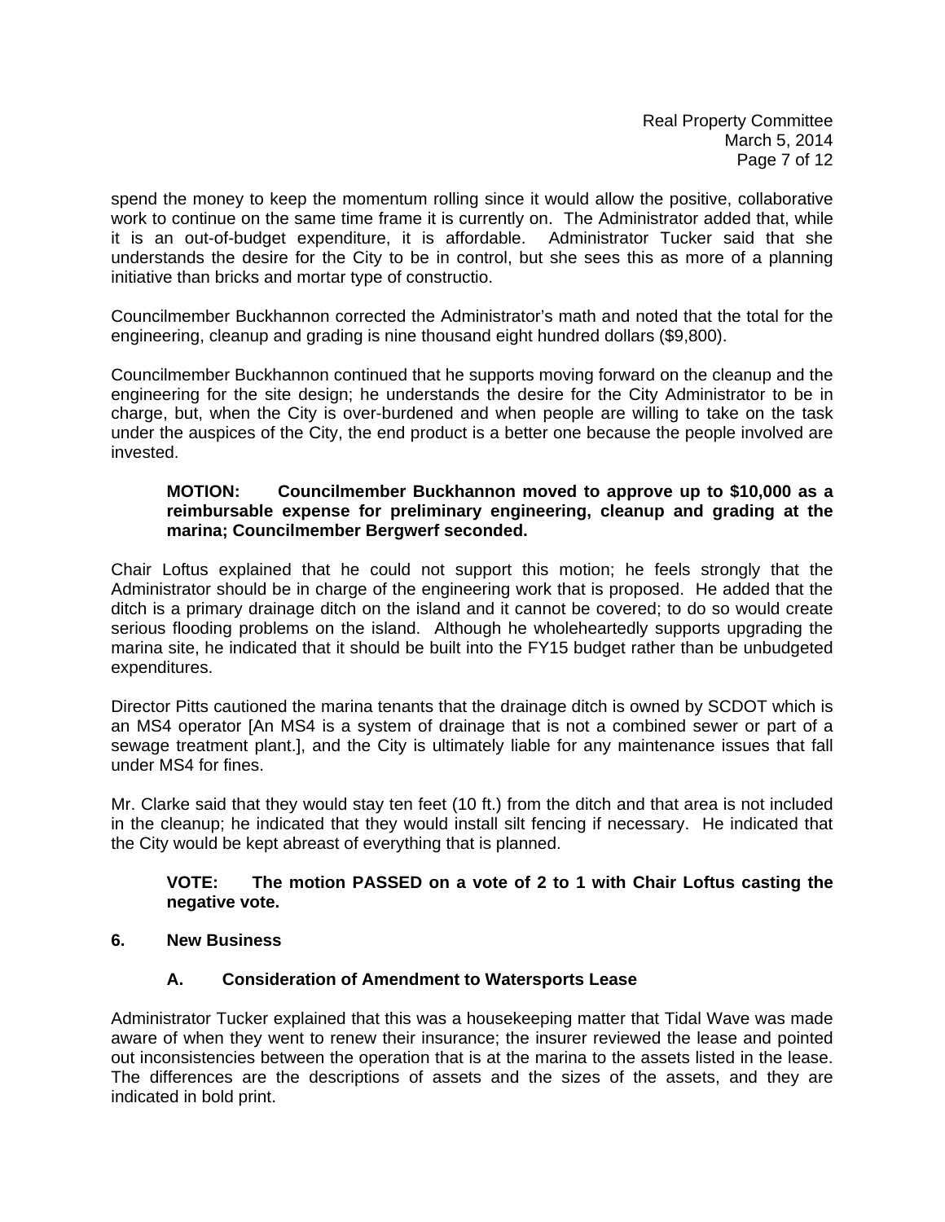spend the money to keep the momentum rolling since it would allow the positive, collaborative work to continue on the same time frame it is currently on. The Administrator added that, while it is an out-of-budget expenditure, it is affordable. Administrator Tucker said that she understands the desire for the City to be in control, but she sees this as more of a planning initiative than bricks and mortar type of constructio.

Councilmember Buckhannon corrected the Administrator's math and noted that the total for the engineering, cleanup and grading is nine thousand eight hundred dollars ($9,800).

Councilmember Buckhannon continued that he supports moving forward on the cleanup and the engineering for the site design; he understands the desire for the City Administrator to be in charge, but, when the City is over-burdened and when people are willing to take on the task under the auspices of the City, the end product is a better one because the people involved are invested.

> **MOTION: Councilmember Buckhannon moved to approve up to $10,000 as a reimbursable expense for preliminary engineering, cleanup and grading at the marina; Councilmember Bergwerf seconded.**

Chair Loftus explained that he could not support this motion; he feels strongly that the Administrator should be in charge of the engineering work that is proposed. He added that the ditch is a primary drainage ditch on the island and it cannot be covered; to do so would create serious flooding problems on the island. Although he wholeheartedly supports upgrading the marina site, he indicated that it should be built into the FY15 budget rather than be unbudgeted expenditures.

Director Pitts cautioned the marina tenants that the drainage ditch is owned by SCDOT which is an MS4 operator [An MS4 is a system of drainage that is not a combined sewer or part of a sewage treatment plant.], and the City is ultimately liable for any maintenance issues that fall under MS4 for fines.

Mr. Clarke said that they would stay ten feet (10 ft.) from the ditch and that area is not included in the cleanup; he indicated that they would install silt fencing if necessary. He indicated that the City would be kept abreast of everything that is planned.

> **VOTE: The motion PASSED on a vote of 2 to 1 with Chair Loftus casting the negative vote.**

## 6. New Business

### A. Consideration of Amendment to Watersports Lease

Administrator Tucker explained that this was a housekeeping matter that Tidal Wave was made aware of when they went to renew their insurance; the insurer reviewed the lease and pointed out inconsistencies between the operation that is at the marina to the assets listed in the lease. The differences are the descriptions of assets and the sizes of the assets, and they are indicated in bold print.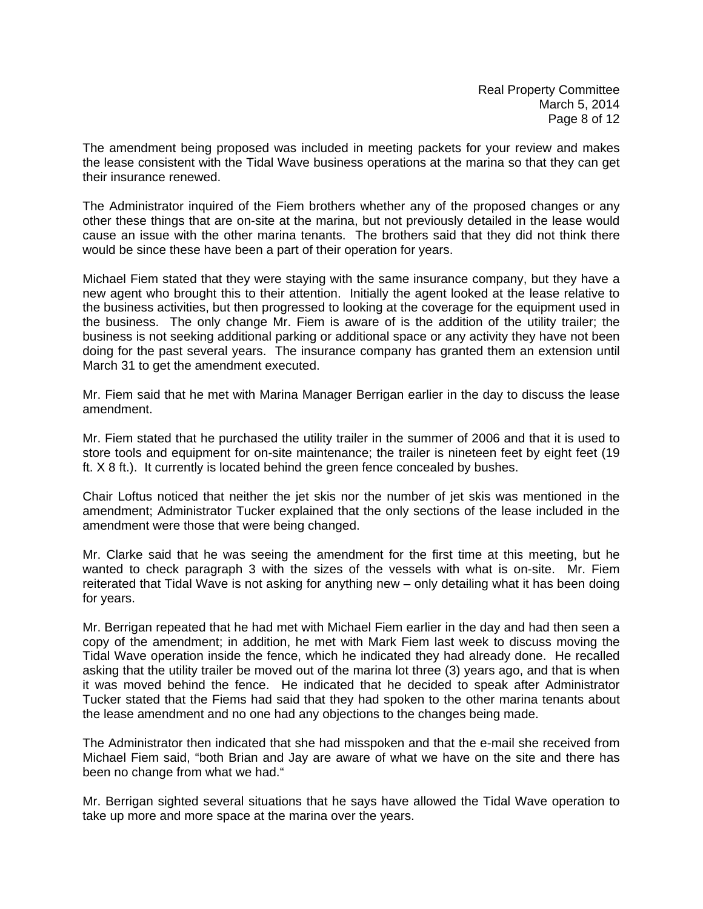The amendment being proposed was included in meeting packets for your review and makes the lease consistent with the Tidal Wave business operations at the marina so that they can get their insurance renewed.

The Administrator inquired of the Fiem brothers whether any of the proposed changes or any other these things that are on-site at the marina, but not previously detailed in the lease would cause an issue with the other marina tenants. The brothers said that they did not think there would be since these have been a part of their operation for years.

Michael Fiem stated that they were staying with the same insurance company, but they have a new agent who brought this to their attention. Initially the agent looked at the lease relative to the business activities, but then progressed to looking at the coverage for the equipment used in the business. The only change Mr. Fiem is aware of is the addition of the utility trailer; the business is not seeking additional parking or additional space or any activity they have not been doing for the past several years. The insurance company has granted them an extension until March 31 to get the amendment executed.

Mr. Fiem said that he met with Marina Manager Berrigan earlier in the day to discuss the lease amendment.

Mr. Fiem stated that he purchased the utility trailer in the summer of 2006 and that it is used to store tools and equipment for on-site maintenance; the trailer is nineteen feet by eight feet (19 ft. X 8 ft.). It currently is located behind the green fence concealed by bushes.

Chair Loftus noticed that neither the jet skis nor the number of jet skis was mentioned in the amendment; Administrator Tucker explained that the only sections of the lease included in the amendment were those that were being changed.

Mr. Clarke said that he was seeing the amendment for the first time at this meeting, but he wanted to check paragraph 3 with the sizes of the vessels with what is on-site. Mr. Fiem reiterated that Tidal Wave is not asking for anything new – only detailing what it has been doing for years.

Mr. Berrigan repeated that he had met with Michael Fiem earlier in the day and had then seen a copy of the amendment; in addition, he met with Mark Fiem last week to discuss moving the Tidal Wave operation inside the fence, which he indicated they had already done. He recalled asking that the utility trailer be moved out of the marina lot three (3) years ago, and that is when it was moved behind the fence. He indicated that he decided to speak after Administrator Tucker stated that the Fiems had said that they had spoken to the other marina tenants about the lease amendment and no one had any objections to the changes being made.

The Administrator then indicated that she had misspoken and that the e-mail she received from Michael Fiem said, "both Brian and Jay are aware of what we have on the site and there has been no change from what we had."

Mr. Berrigan sighted several situations that he says have allowed the Tidal Wave operation to take up more and more space at the marina over the years.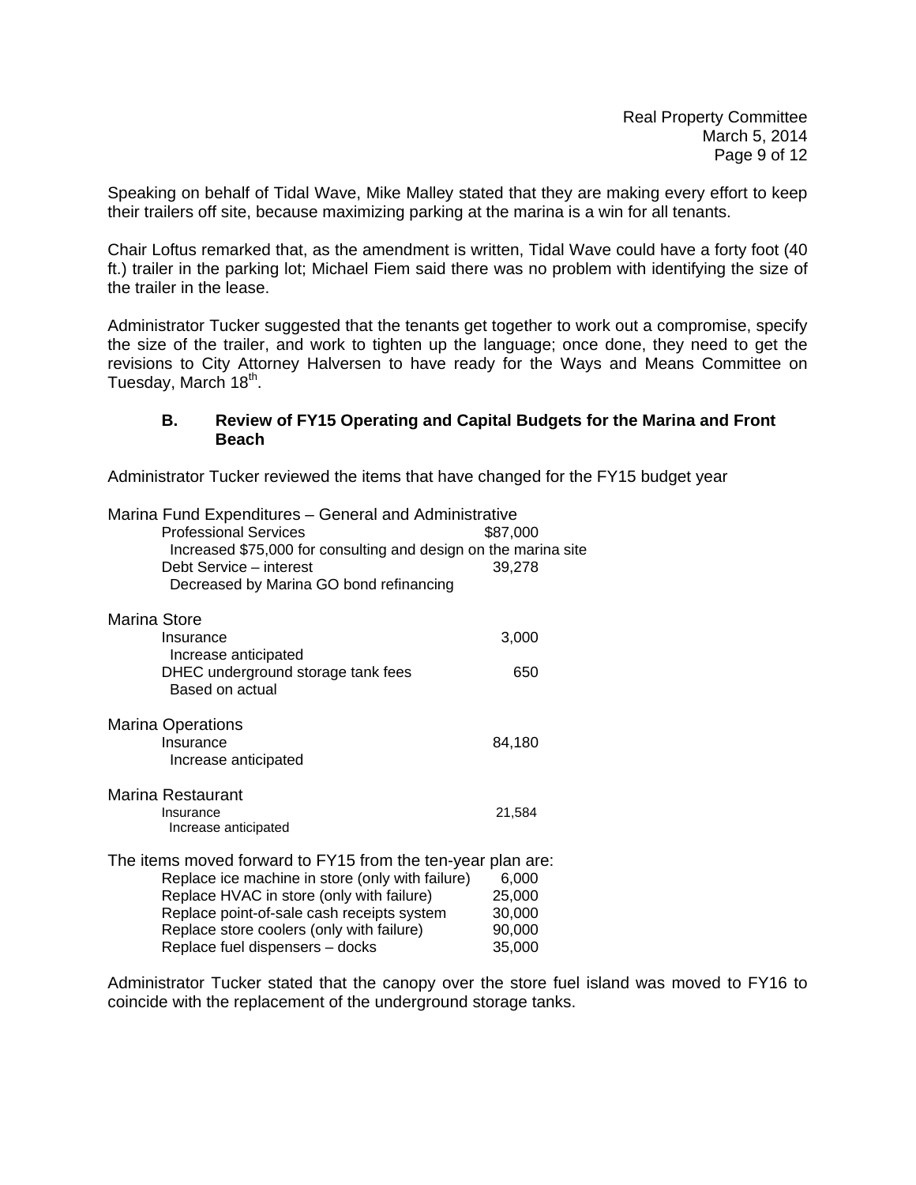Speaking on behalf of Tidal Wave, Mike Malley stated that they are making every effort to keep their trailers off site, because maximizing parking at the marina is a win for all tenants.

Chair Loftus remarked that, as the amendment is written, Tidal Wave could have a forty foot (40 ft.) trailer in the parking lot; Michael Fiem said there was no problem with identifying the size of the trailer in the lease.

Administrator Tucker suggested that the tenants get together to work out a compromise, specify the size of the trailer, and work to tighten up the language; once done, they need to get the revisions to City Attorney Halversen to have ready for the Ways and Means Committee on Tuesday, March 18th.

### B. Review of FY15 Operating and Capital Budgets for the Marina and Front Beach

Administrator Tucker reviewed the items that have changed for the FY15 budget year

Marina Fund Expenditures – General and Administrative

| Item | Amount |
|---|---|
| Professional Services | $87,000 |
| Increased $75,000 for consulting and design on the marina site | |
| Debt Service – interest | 39,278 |
| Decreased by Marina GO bond refinancing | |

Marina Store

| Item | Amount |
|---|---|
| Insurance | 3,000 |
| Increase anticipated | |
| DHEC underground storage tank fees | 650 |
| Based on actual | |

Marina Operations

| Item | Amount |
|---|---|
| Insurance | 84,180 |
| Increase anticipated | |

Marina Restaurant

| Item | Amount |
|---|---|
| Insurance | 21,584 |
| Increase anticipated | |

The items moved forward to FY15 from the ten-year plan are:

| Item | Amount |
|---|---|
| Replace ice machine in store (only with failure) | 6,000 |
| Replace HVAC in store (only with failure) | 25,000 |
| Replace point-of-sale cash receipts system | 30,000 |
| Replace store coolers (only with failure) | 90,000 |
| Replace fuel dispensers – docks | 35,000 |

Administrator Tucker stated that the canopy over the store fuel island was moved to FY16 to coincide with the replacement of the underground storage tanks.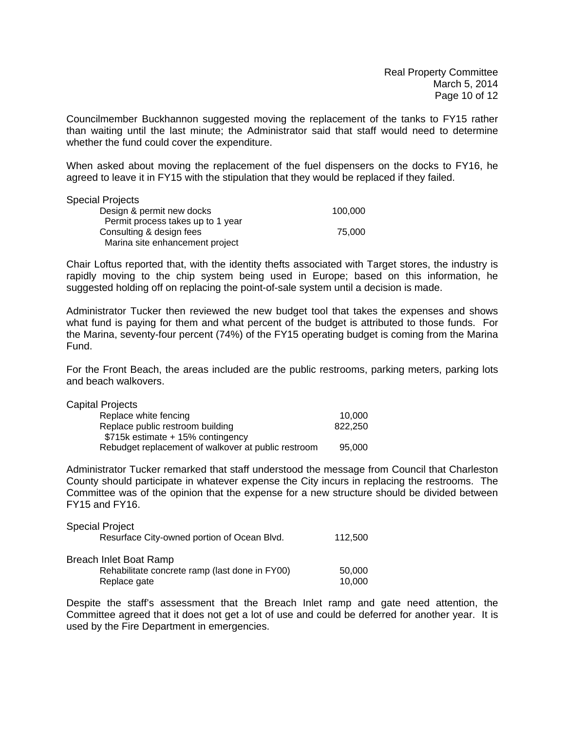Councilmember Buckhannon suggested moving the replacement of the tanks to FY15 rather than waiting until the last minute; the Administrator said that staff would need to determine whether the fund could cover the expenditure.

When asked about moving the replacement of the fuel dispensers on the docks to FY16, he agreed to leave it in FY15 with the stipulation that they would be replaced if they failed.

Special Projects

| | |
|---|---|
| Design & permit new docks<br>Permit process takes up to 1 year | 100,000 |
| Consulting & design fees<br>Marina site enhancement project | 75,000 |

Chair Loftus reported that, with the identity thefts associated with Target stores, the industry is rapidly moving to the chip system being used in Europe; based on this information, he suggested holding off on replacing the point-of-sale system until a decision is made.

Administrator Tucker then reviewed the new budget tool that takes the expenses and shows what fund is paying for them and what percent of the budget is attributed to those funds. For the Marina, seventy-four percent (74%) of the FY15 operating budget is coming from the Marina Fund.

For the Front Beach, the areas included are the public restrooms, parking meters, parking lots and beach walkovers.

Capital Projects

| | |
|---|---|
| Replace white fencing | 10,000 |
| Replace public restroom building<br>$715k estimate + 15% contingency | 822,250 |
| Rebudget replacement of walkover at public restroom | 95,000 |

Administrator Tucker remarked that staff understood the message from Council that Charleston County should participate in whatever expense the City incurs in replacing the restrooms. The Committee was of the opinion that the expense for a new structure should be divided between FY15 and FY16.

Special Project

| | |
|---|---|
| Resurface City-owned portion of Ocean Blvd. | 112,500 |

Breach Inlet Boat Ramp

| | |
|---|---|
| Rehabilitate concrete ramp (last done in FY00) | 50,000 |
| Replace gate | 10,000 |

Despite the staff's assessment that the Breach Inlet ramp and gate need attention, the Committee agreed that it does not get a lot of use and could be deferred for another year. It is used by the Fire Department in emergencies.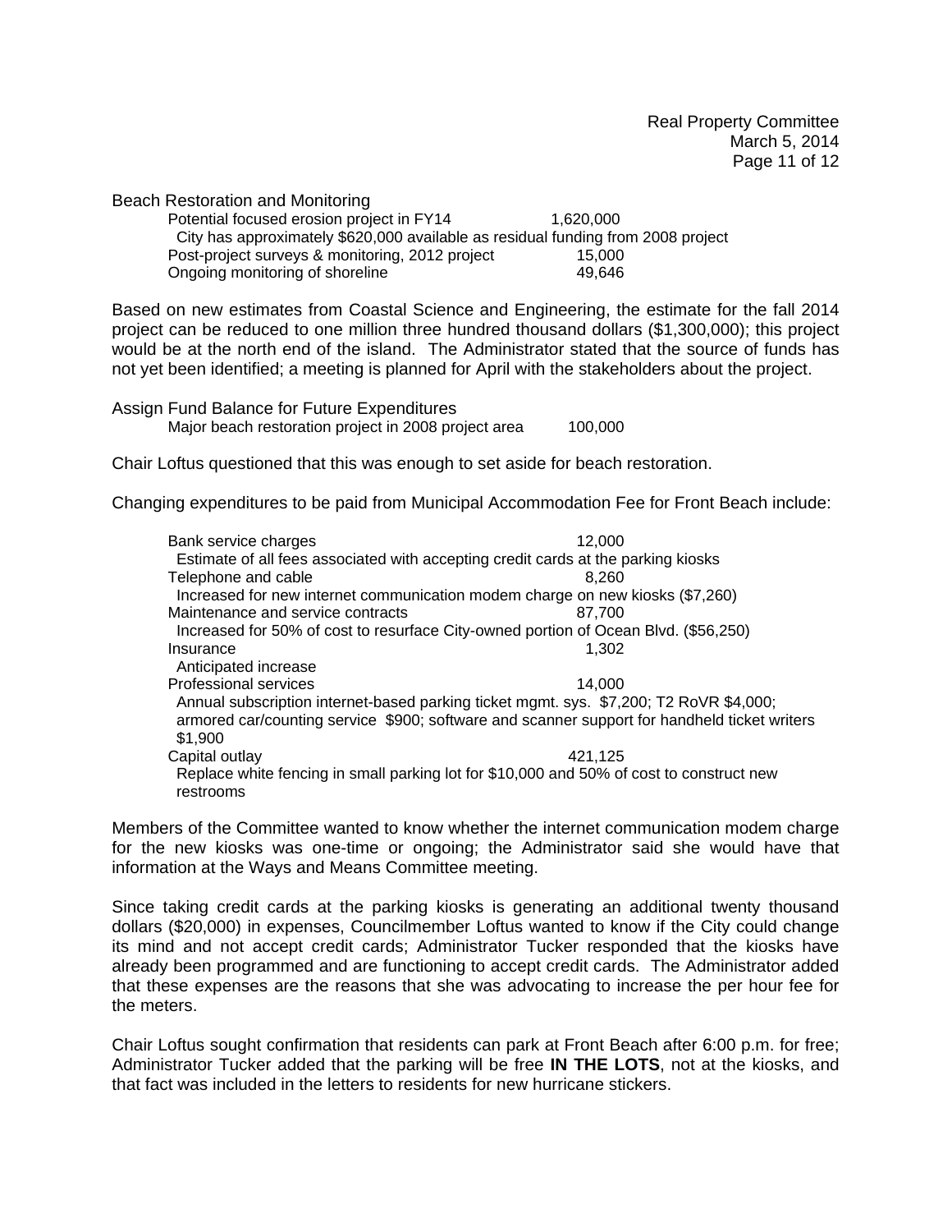Beach Restoration and Monitoring

| | |
|---|---|
| Potential focused erosion project in FY14 | 1,620,000 |
| City has approximately $620,000 available as residual funding from 2008 project | |
| Post-project surveys & monitoring, 2012 project | 15,000 |
| Ongoing monitoring of shoreline | 49,646 |

Based on new estimates from Coastal Science and Engineering, the estimate for the fall 2014 project can be reduced to one million three hundred thousand dollars ($1,300,000); this project would be at the north end of the island. The Administrator stated that the source of funds has not yet been identified; a meeting is planned for April with the stakeholders about the project.

Assign Fund Balance for Future Expenditures

| | |
|---|---|
| Major beach restoration project in 2008 project area | 100,000 |

Chair Loftus questioned that this was enough to set aside for beach restoration.

Changing expenditures to be paid from Municipal Accommodation Fee for Front Beach include:

| | |
|---|---|
| Bank service charges | 12,000 |
| Estimate of all fees associated with accepting credit cards at the parking kiosks | |
| Telephone and cable | 8,260 |
| Increased for new internet communication modem charge on new kiosks ($7,260) | |
| Maintenance and service contracts | 87,700 |
| Increased for 50% of cost to resurface City-owned portion of Ocean Blvd. ($56,250) | |
| Insurance | 1,302 |
| Anticipated increase | |
| Professional services | 14,000 |
| Annual subscription internet-based parking ticket mgmt. sys. $7,200; T2 RoVR $4,000; armored car/counting service $900; software and scanner support for handheld ticket writers $1,900 | |
| Capital outlay | 421,125 |
| Replace white fencing in small parking lot for $10,000 and 50% of cost to construct new restrooms | |

Members of the Committee wanted to know whether the internet communication modem charge for the new kiosks was one-time or ongoing; the Administrator said she would have that information at the Ways and Means Committee meeting.

Since taking credit cards at the parking kiosks is generating an additional twenty thousand dollars ($20,000) in expenses, Councilmember Loftus wanted to know if the City could change its mind and not accept credit cards; Administrator Tucker responded that the kiosks have already been programmed and are functioning to accept credit cards. The Administrator added that these expenses are the reasons that she was advocating to increase the per hour fee for the meters.

Chair Loftus sought confirmation that residents can park at Front Beach after 6:00 p.m. for free; Administrator Tucker added that the parking will be free **IN THE LOTS**, not at the kiosks, and that fact was included in the letters to residents for new hurricane stickers.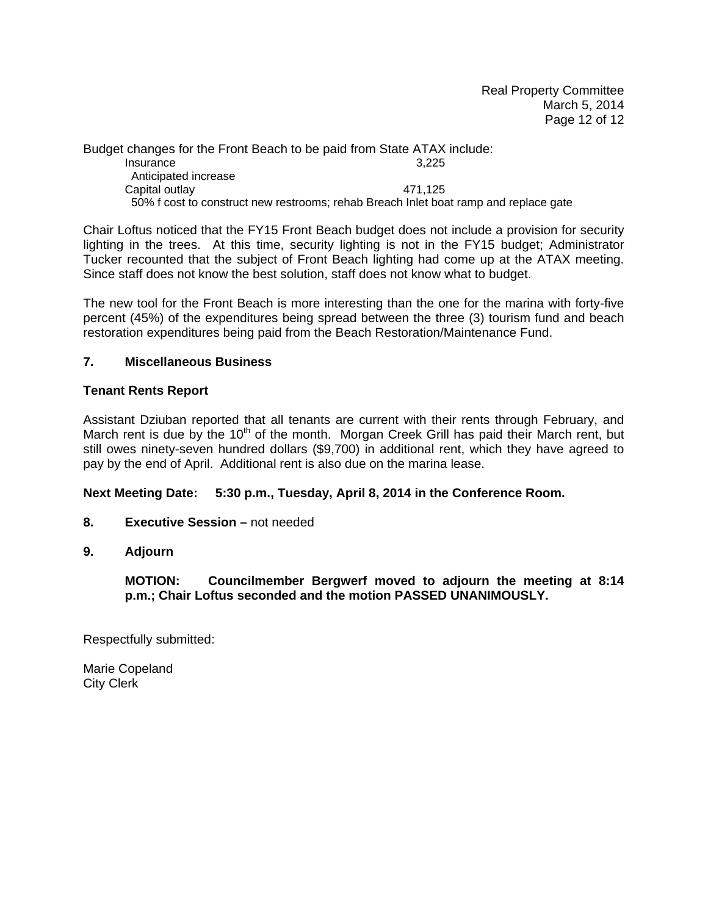Budget changes for the Front Beach to be paid from State ATAX include:

| | |
|---|---|
| Insurance | 3,225 |
| Anticipated increase | |
| Capital outlay | 471,125 |
| 50% f cost to construct new restrooms; rehab Breach Inlet boat ramp and replace gate | |

Chair Loftus noticed that the FY15 Front Beach budget does not include a provision for security lighting in the trees. At this time, security lighting is not in the FY15 budget; Administrator Tucker recounted that the subject of Front Beach lighting had come up at the ATAX meeting. Since staff does not know the best solution, staff does not know what to budget.

The new tool for the Front Beach is more interesting than the one for the marina with forty-five percent (45%) of the expenditures being spread between the three (3) tourism fund and beach restoration expenditures being paid from the Beach Restoration/Maintenance Fund.

**7. Miscellaneous Business**

**Tenant Rents Report**

Assistant Dziuban reported that all tenants are current with their rents through February, and March rent is due by the 10th of the month. Morgan Creek Grill has paid their March rent, but still owes ninety-seven hundred dollars ($9,700) in additional rent, which they have agreed to pay by the end of April. Additional rent is also due on the marina lease.

**Next Meeting Date: 5:30 p.m., Tuesday, April 8, 2014 in the Conference Room.**

**8. Executive Session –** not needed

**9. Adjourn**

**MOTION: Councilmember Bergwerf moved to adjourn the meeting at 8:14 p.m.; Chair Loftus seconded and the motion PASSED UNANIMOUSLY.**

Respectfully submitted:

Marie Copeland
City Clerk